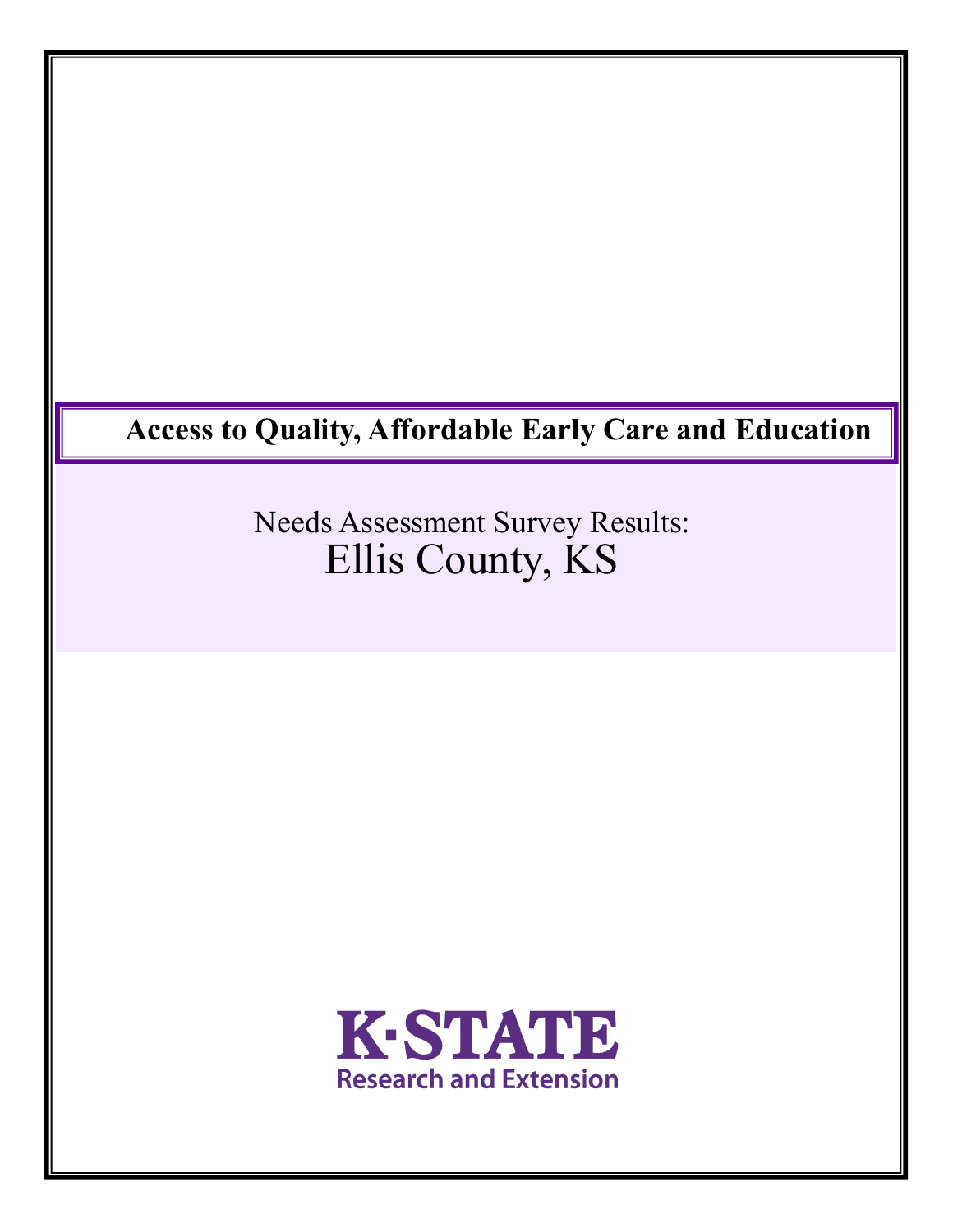# Access to Quality, Affordable Early Care and Education

## Needs Assessment Survey Results:
## Ellis County, KS

K-STATE
Research and Extension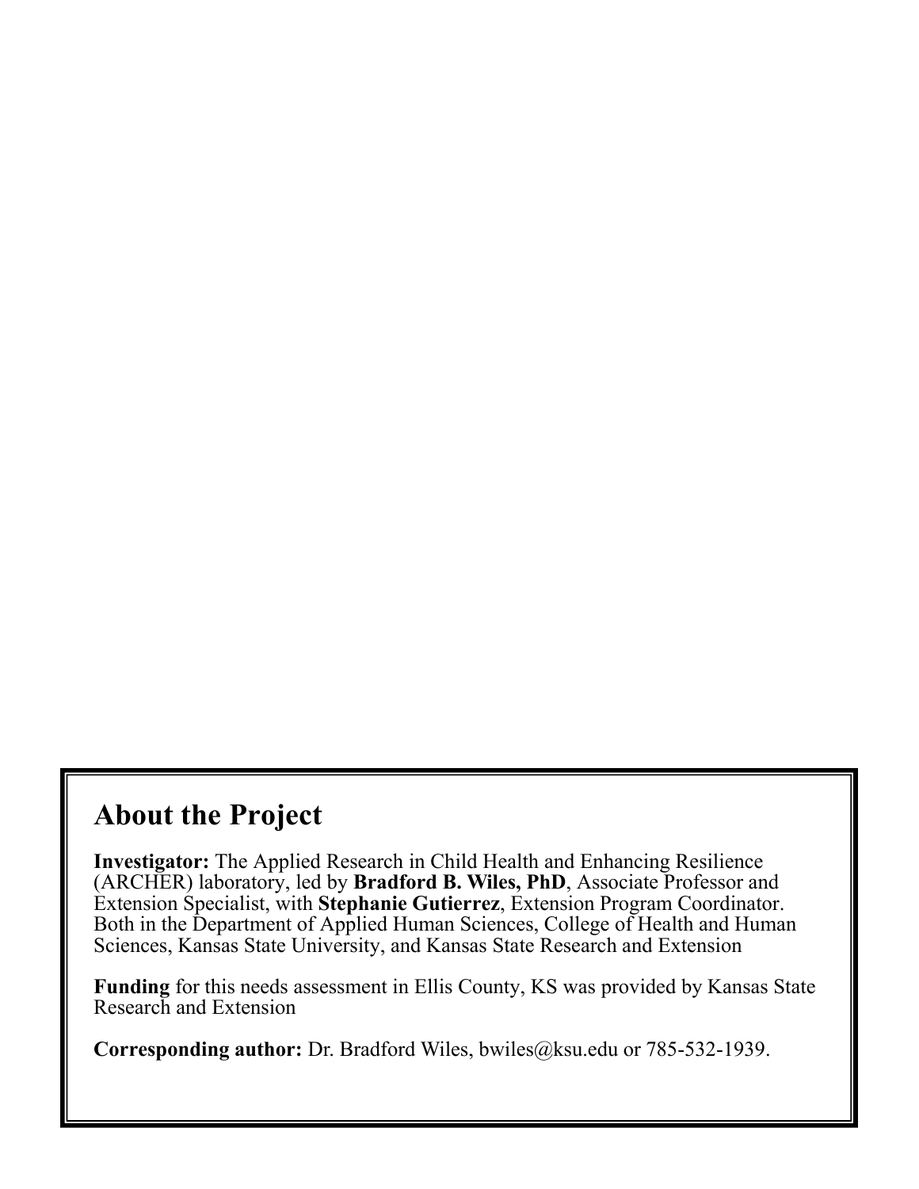## About the Project

**Investigator:** The Applied Research in Child Health and Enhancing Resilience (ARCHER) laboratory, led by **Bradford B. Wiles, PhD**, Associate Professor and Extension Specialist, with **Stephanie Gutierrez**, Extension Program Coordinator. Both in the Department of Applied Human Sciences, College of Health and Human Sciences, Kansas State University, and Kansas State Research and Extension

**Funding** for this needs assessment in Ellis County, KS was provided by Kansas State Research and Extension

**Corresponding author:** Dr. Bradford Wiles, bwiles@ksu.edu or 785-532-1939.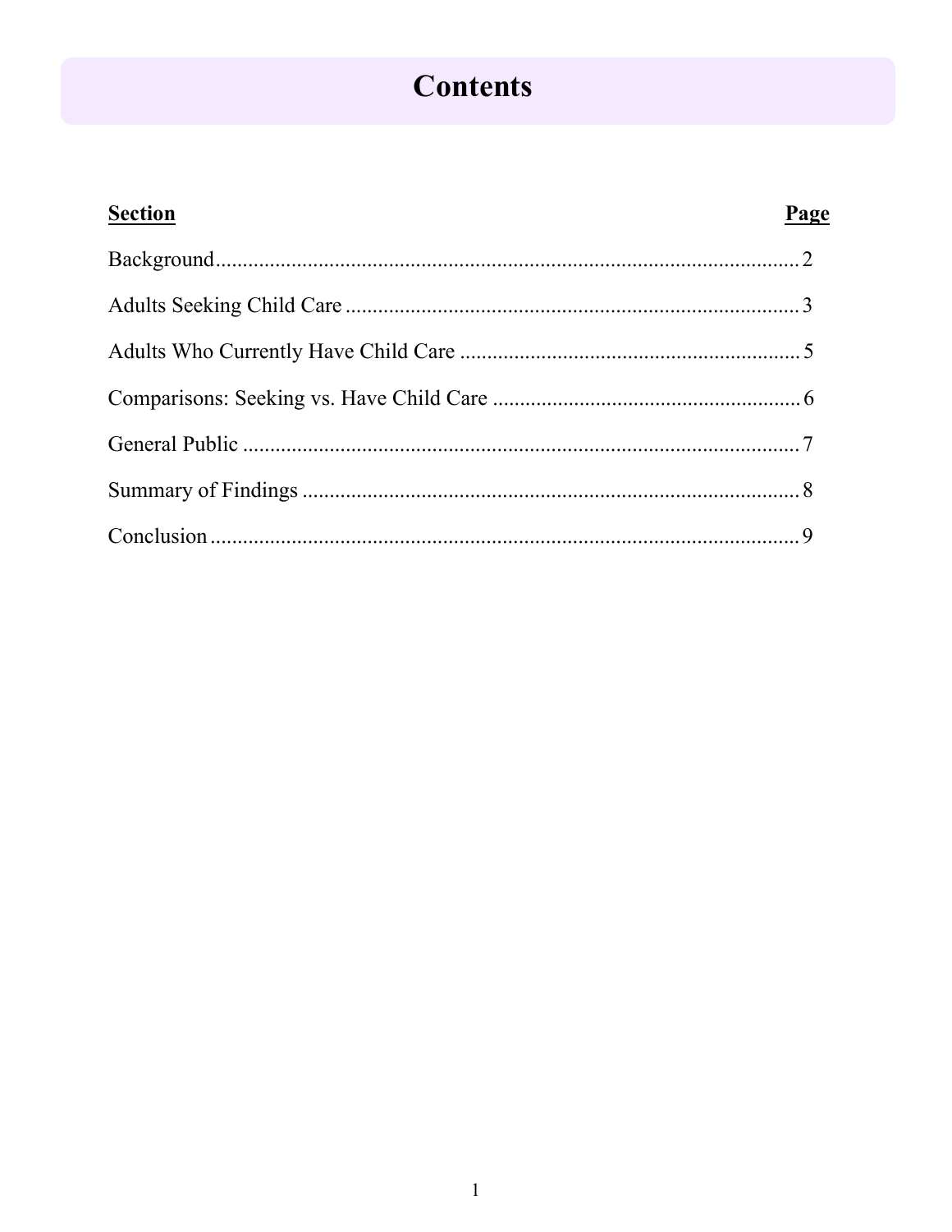# Contents

| Section | Page |
|---|---|
| Background | 2 |
| Adults Seeking Child Care | 3 |
| Adults Who Currently Have Child Care | 5 |
| Comparisons: Seeking vs. Have Child Care | 6 |
| General Public | 7 |
| Summary of Findings | 8 |
| Conclusion | 9 |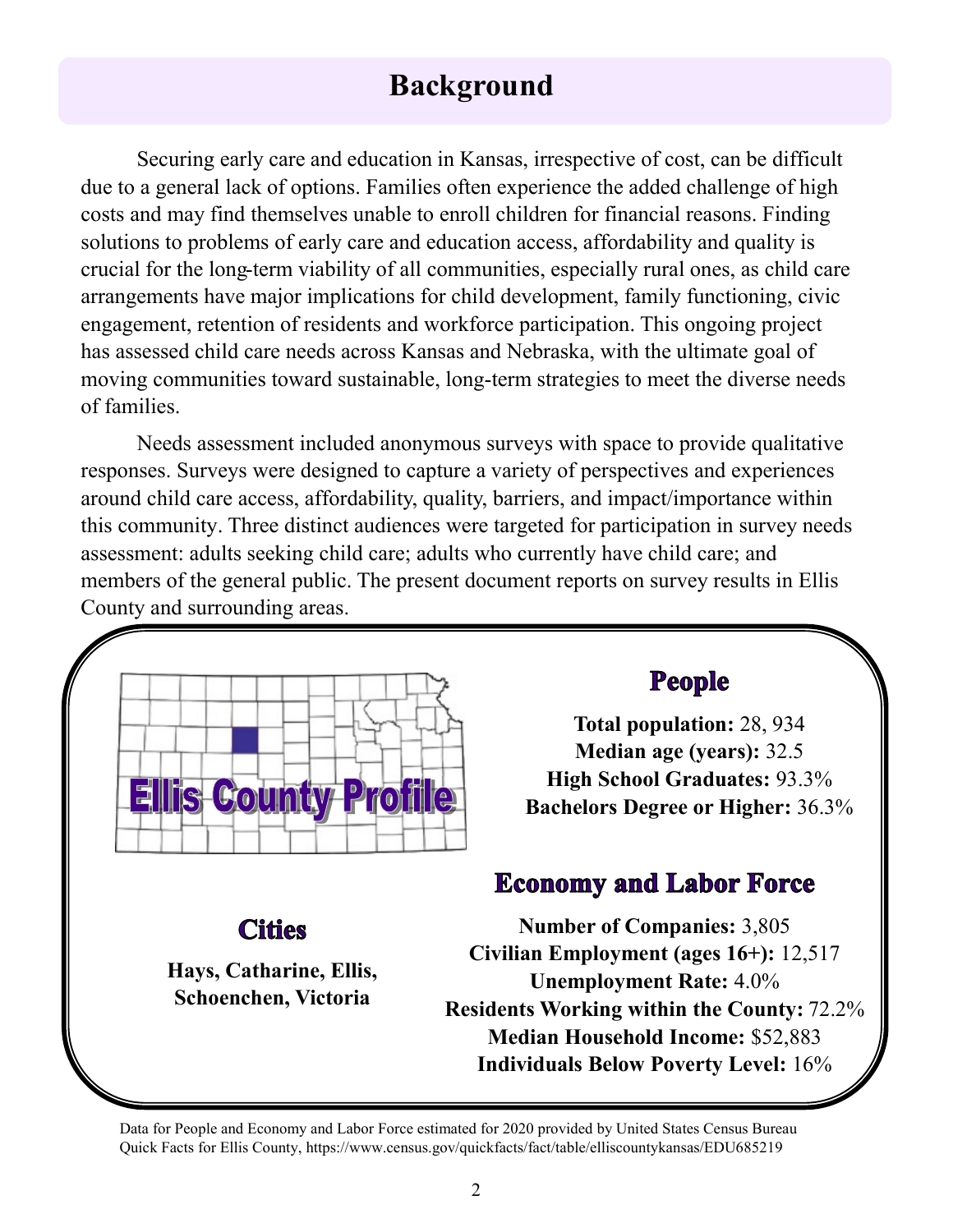# Background

Securing early care and education in Kansas, irrespective of cost, can be difficult due to a general lack of options. Families often experience the added challenge of high costs and may find themselves unable to enroll children for financial reasons. Finding solutions to problems of early care and education access, affordability and quality is crucial for the long-term viability of all communities, especially rural ones, as child care arrangements have major implications for child development, family functioning, civic engagement, retention of residents and workforce participation. This ongoing project has assessed child care needs across Kansas and Nebraska, with the ultimate goal of moving communities toward sustainable, long-term strategies to meet the diverse needs of families.

Needs assessment included anonymous surveys with space to provide qualitative responses. Surveys were designed to capture a variety of perspectives and experiences around child care access, affordability, quality, barriers, and impact/importance within this community. Three distinct audiences were targeted for participation in survey needs assessment: adults seeking child care; adults who currently have child care; and members of the general public. The present document reports on survey results in Ellis County and surrounding areas.

## Ellis County Profile

### People

**Total population:** 28, 934
**Median age (years):** 32.5
**High School Graduates:** 93.3%
**Bachelors Degree or Higher:** 36.3%

### Economy and Labor Force

**Number of Companies:** 3,805
**Civilian Employment (ages 16+):** 12,517
**Unemployment Rate:** 4.0%
**Residents Working within the County:** 72.2%
**Median Household Income:** $52,883
**Individuals Below Poverty Level:** 16%

### Cities

**Hays, Catharine, Ellis, Schoenchen, Victoria**

Data for People and Economy and Labor Force estimated for 2020 provided by United States Census Bureau Quick Facts for Ellis County, https://www.census.gov/quickfacts/fact/table/elliscountykansas/EDU685219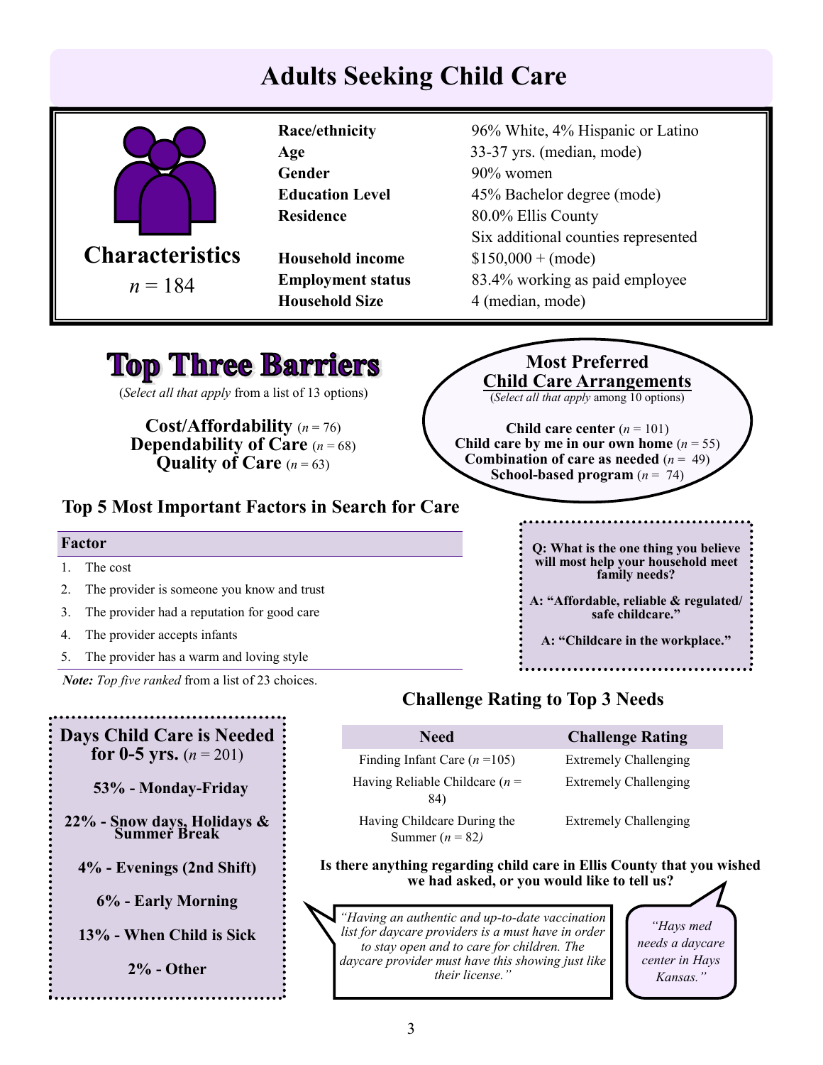# Adults Seeking Child Care

**Characteristics**

$n = 184$

| | |
|---|---|
| **Race/ethnicity** | 96% White, 4% Hispanic or Latino |
| **Age** | 33-37 yrs. (median, mode) |
| **Gender** | 90% women |
| **Education Level** | 45% Bachelor degree (mode) |
| **Residence** | 80.0% Ellis County<br>Six additional counties represented |
| **Household income** | $150,000 + (mode) |
| **Employment status** | 83.4% working as paid employee |
| **Household Size** | 4 (median, mode) |

## Top Three Barriers

(*Select all that apply* from a list of 13 options)

**Cost/Affordability** ($n = 76$)
**Dependability of Care** ($n = 68$)
**Quality of Care** ($n = 63$)

## Most Preferred Child Care Arrangements

(*Select all that apply* among 10 options)

**Child care center** ($n = 101$)
**Child care by me in our own home** ($n = 55$)
**Combination of care as needed** ($n = 49$)
**School-based program** ($n = 74$)

## Top 5 Most Important Factors in Search for Care

| Factor |
|---|
| 1. The cost |
| 2. The provider is someone you know and trust |
| 3. The provider had a reputation for good care |
| 4. The provider accepts infants |
| 5. The provider has a warm and loving style |

***Note:*** *Top five ranked* from a list of 23 choices.

**Q: What is the one thing you believe will most help your household meet family needs?**

**A: "Affordable, reliable & regulated/ safe childcare."**

**A: "Childcare in the workplace."**

## Days Child Care is Needed for 0-5 yrs. ($n = 201$)

**53% - Monday-Friday**

**22% - Snow days, Holidays & Summer Break**

**4% - Evenings (2nd Shift)**

**6% - Early Morning**

**13% - When Child is Sick**

**2% - Other**

## Challenge Rating to Top 3 Needs

| Need | Challenge Rating |
|---|---|
| Finding Infant Care ($n = 105$) | Extremely Challenging |
| Having Reliable Childcare ($n = 84$) | Extremely Challenging |
| Having Childcare During the Summer ($n = 82$) | Extremely Challenging |

**Is there anything regarding child care in Ellis County that you wished we had asked, or you would like to tell us?**

*"Having an authentic and up-to-date vaccination list for daycare providers is a must have in order to stay open and to care for children. The daycare provider must have this showing just like their license."*

*"Hays med needs a daycare center in Hays Kansas."*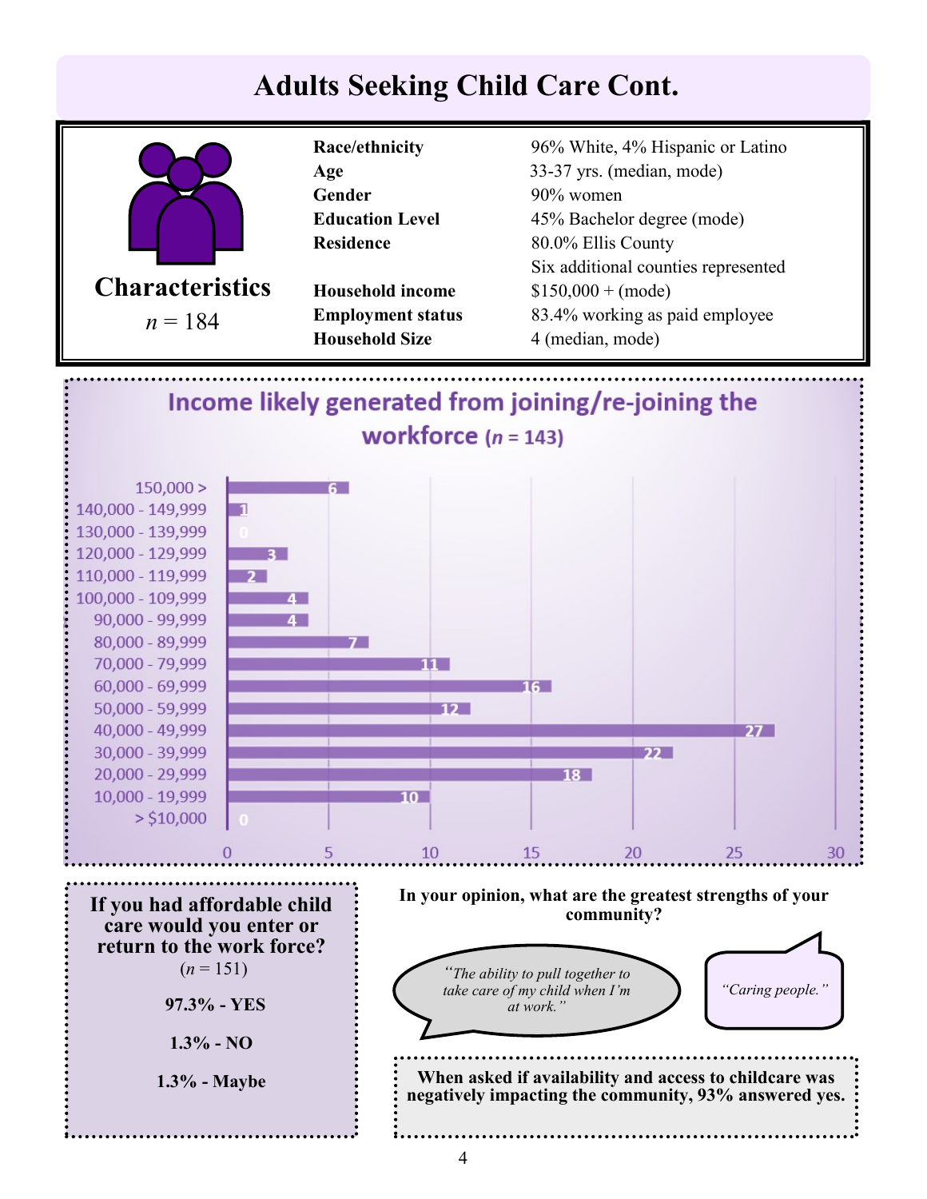# Adults Seeking Child Care Cont.

**Characteristics**

$n$ = 184

| | |
|---|---|
| **Race/ethnicity** | 96% White, 4% Hispanic or Latino |
| **Age** | 33-37 yrs. (median, mode) |
| **Gender** | 90% women |
| **Education Level** | 45% Bachelor degree (mode) |
| **Residence** | 80.0% Ellis County<br>Six additional counties represented |
| **Household income** | $150,000 + (mode) |
| **Employment status** | 83.4% working as paid employee |
| **Household Size** | 4 (median, mode) |

## Income likely generated from joining/re-joining the workforce ($n$ = 143)

| Income | Count |
|---|---|
| 150,000 > | 6 |
| 140,000 - 149,999 | 1 |
| 130,000 - 139,999 | 0 |
| 120,000 - 129,999 | 3 |
| 110,000 - 119,999 | 2 |
| 100,000 - 109,999 | 4 |
| 90,000 - 99,999 | 4 |
| 80,000 - 89,999 | 7 |
| 70,000 - 79,999 | 11 |
| 60,000 - 69,999 | 16 |
| 50,000 - 59,999 | 12 |
| 40,000 - 49,999 | 27 |
| 30,000 - 39,999 | 22 |
| 20,000 - 29,999 | 18 |
| 10,000 - 19,999 | 10 |
| > $10,000 | 0 |

**If you had affordable child care would you enter or return to the work force?**

($n$ = 151)

**97.3% - YES**

**1.3% - NO**

**1.3% - Maybe**

**In your opinion, what are the greatest strengths of your community?**

*"The ability to pull together to take care of my child when I'm at work."*

*"Caring people."*

**When asked if availability and access to childcare was negatively impacting the community, 93% answered yes.**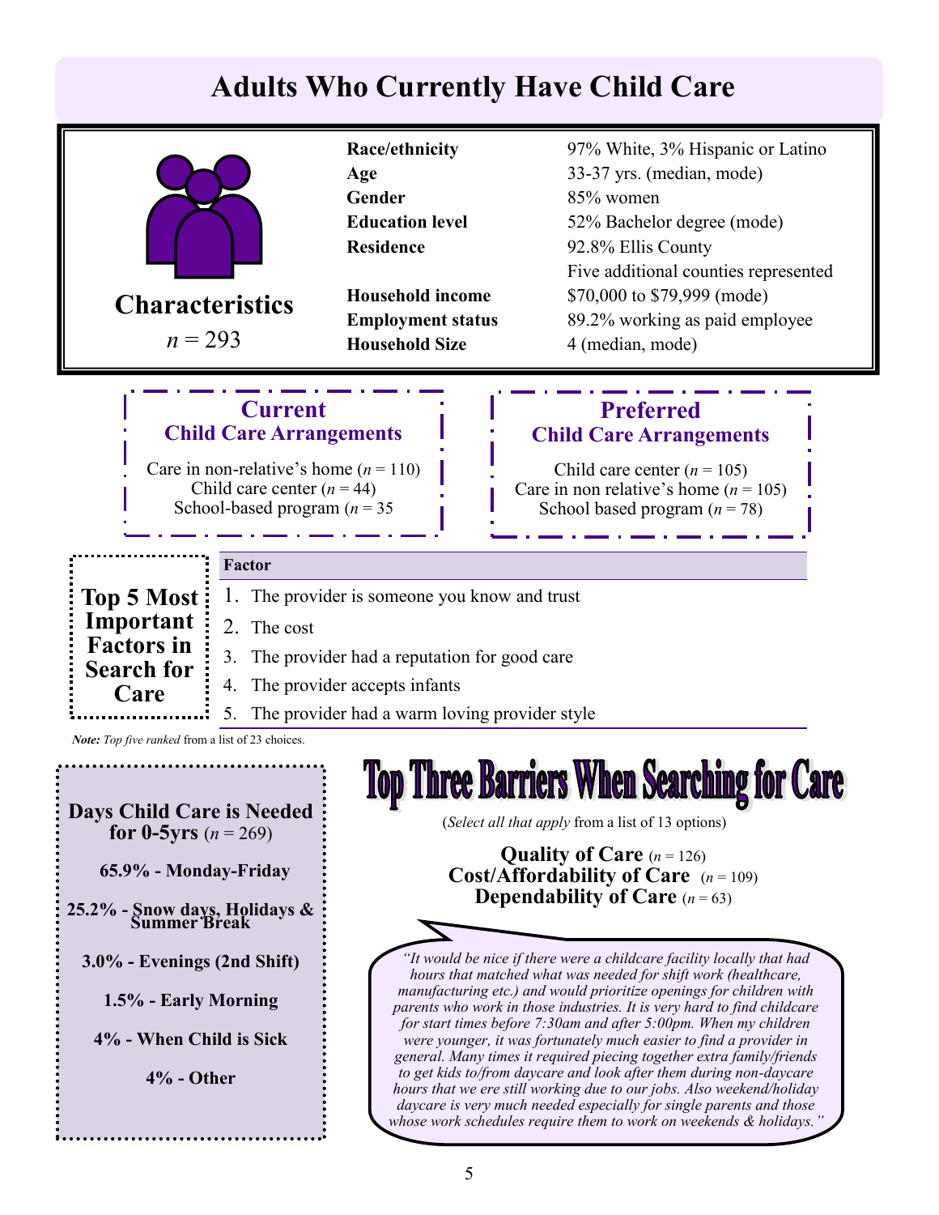# Adults Who Currently Have Child Care

## Characteristics

*n* = 293

| | |
|---|---|
| **Race/ethnicity** | 97% White, 3% Hispanic or Latino |
| **Age** | 33-37 yrs. (median, mode) |
| **Gender** | 85% women |
| **Education level** | 52% Bachelor degree (mode) |
| **Residence** | 92.8% Ellis County<br>Five additional counties represented |
| **Household income** | $70,000 to $79,999 (mode) |
| **Employment status** | 89.2% working as paid employee |
| **Household Size** | 4 (median, mode) |

### Current Child Care Arrangements

Care in non-relative's home (*n* = 110)
Child care center (*n* = 44)
School-based program (*n* = 35

### Preferred Child Care Arrangements

Child care center (*n* = 105)
Care in non relative's home (*n* = 105)
School based program (*n* = 78)

### Top 5 Most Important Factors in Search for Care

| Factor |
|---|
| 1. The provider is someone you know and trust |
| 2. The cost |
| 3. The provider had a reputation for good care |
| 4. The provider accepts infants |
| 5. The provider had a warm loving provider style |

***Note:*** *Top five ranked* from a list of 23 choices.

### Days Child Care is Needed for 0-5yrs (*n* = 269)

**65.9% - Monday-Friday**

**25.2% - Snow days, Holidays & Summer Break**

**3.0% - Evenings (2nd Shift)**

**1.5% - Early Morning**

**4% - When Child is Sick**

**4% - Other**

## Top Three Barriers When Searching for Care

(*Select all that apply* from a list of 13 options)

**Quality of Care** (*n* = 126)
**Cost/Affordability of Care** (*n* = 109)
**Dependability of Care** (*n* = 63)

*"It would be nice if there were a childcare facility locally that had hours that matched what was needed for shift work (healthcare, manufacturing etc.) and would prioritize openings for children with parents who work in those industries. It is very hard to find childcare for start times before 7:30am and after 5:00pm. When my children were younger, it was fortunately much easier to find a provider in general. Many times it required piecing together extra family/friends to get kids to/from daycare and look after them during non-daycare hours that we ere still working due to our jobs. Also weekend/holiday daycare is very much needed especially for single parents and those whose work schedules require them to work on weekends & holidays."*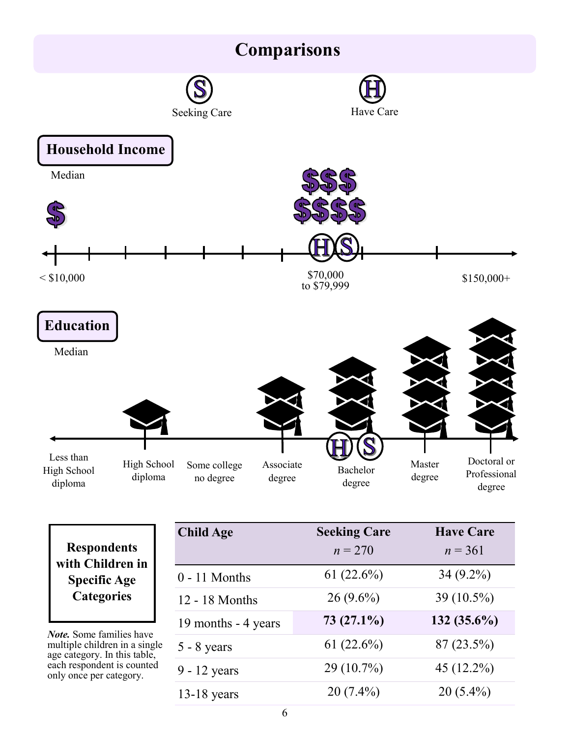# Comparisons

S Seeking Care

H Have Care

## Household Income

Median

< $10,000

$70,000 to $79,999

$150,000+

## Education

Median

Less than High School diploma

High School diploma

Some college no degree

Associate degree

Bachelor degree

Master degree

Doctoral or Professional degree

**Respondents with Children in Specific Age Categories**

***Note.*** Some families have multiple children in a single age category. In this table, each respondent is counted only once per category.

| Child Age | Seeking Care $n = 270$ | Have Care $n = 361$ |
|---|---|---|
| 0 - 11 Months | 61 (22.6%) | 34 (9.2%) |
| 12 - 18 Months | 26 (9.6%) | 39 (10.5%) |
| 19 months - 4 years | **73 (27.1%)** | **132 (35.6%)** |
| 5 - 8 years | 61 (22.6%) | 87 (23.5%) |
| 9 - 12 years | 29 (10.7%) | 45 (12.2%) |
| 13-18 years | 20 (7.4%) | 20 (5.4%) |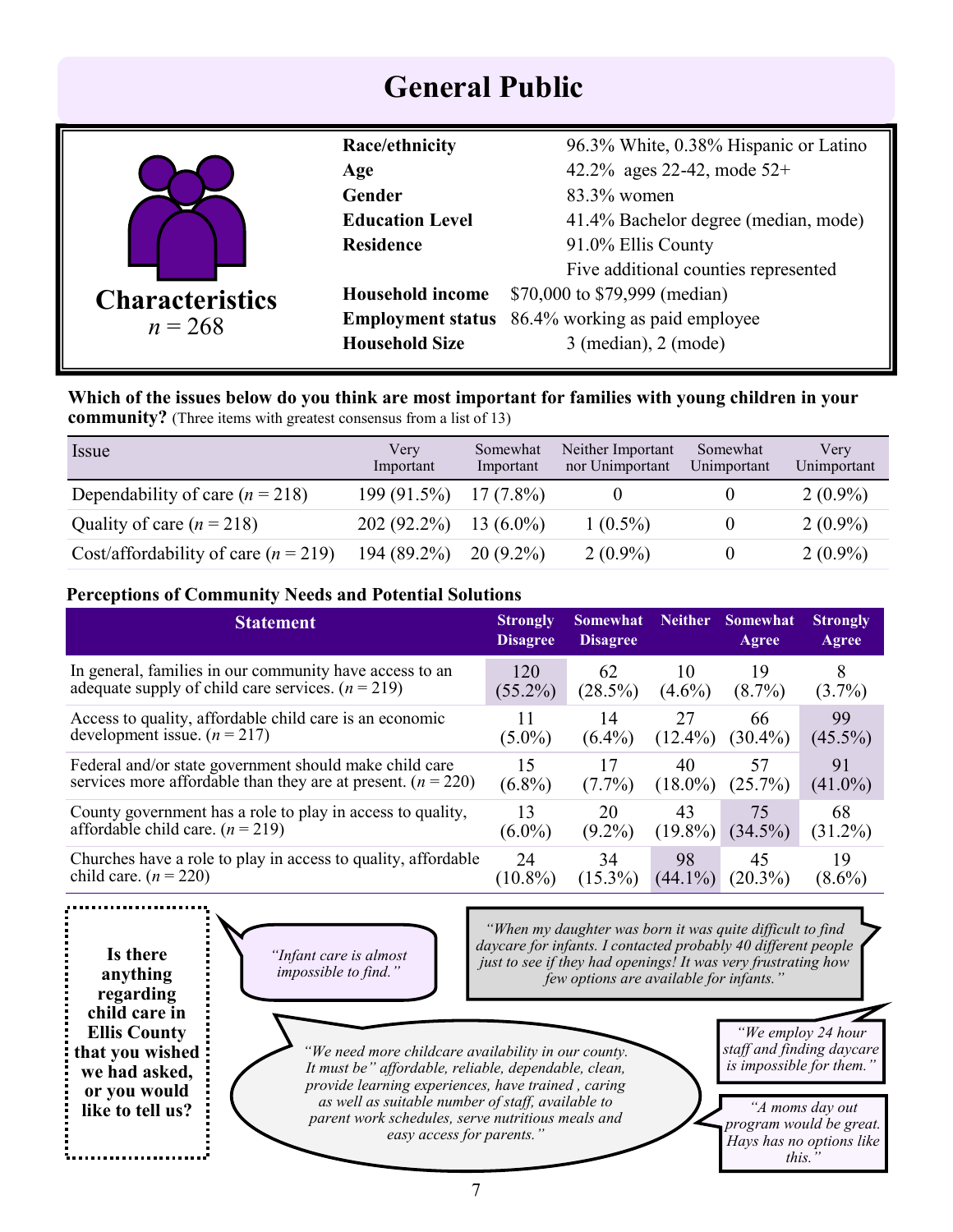# General Public

**Characteristics**
$n = 268$

| | |
|---|---|
| **Race/ethnicity** | 96.3% White, 0.38% Hispanic or Latino |
| **Age** | 42.2% ages 22-42, mode 52+ |
| **Gender** | 83.3% women |
| **Education Level** | 41.4% Bachelor degree (median, mode) |
| **Residence** | 91.0% Ellis County<br>Five additional counties represented |
| **Household income** | \$70,000 to \$79,999 (median) |
| **Employment status** | 86.4% working as paid employee |
| **Household Size** | 3 (median), 2 (mode) |

**Which of the issues below do you think are most important for families with young children in your community?** (Three items with greatest consensus from a list of 13)

| Issue | Very Important | Somewhat Important | Neither Important nor Unimportant | Somewhat Unimportant | Very Unimportant |
|---|---|---|---|---|---|
| Dependability of care ($n = 218$) | 199 (91.5%) | 17 (7.8%) | 0 | 0 | 2 (0.9%) |
| Quality of care ($n = 218$) | 202 (92.2%) | 13 (6.0%) | 1 (0.5%) | 0 | 2 (0.9%) |
| Cost/affordability of care ($n = 219$) | 194 (89.2%) | 20 (9.2%) | 2 (0.9%) | 0 | 2 (0.9%) |

**Perceptions of Community Needs and Potential Solutions**

| Statement | Strongly Disagree | Somewhat Disagree | Neither | Somewhat Agree | Strongly Agree |
|---|---|---|---|---|---|
| In general, families in our community have access to an adequate supply of child care services. ($n = 219$) | 120 (55.2%) | 62 (28.5%) | 10 (4.6%) | 19 (8.7%) | 8 (3.7%) |
| Access to quality, affordable child care is an economic development issue. ($n = 217$) | 11 (5.0%) | 14 (6.4%) | 27 (12.4%) | 66 (30.4%) | 99 (45.5%) |
| Federal and/or state government should make child care services more affordable than they are at present. ($n = 220$) | 15 (6.8%) | 17 (7.7%) | 40 (18.0%) | 57 (25.7%) | 91 (41.0%) |
| County government has a role to play in access to quality, affordable child care. ($n = 219$) | 13 (6.0%) | 20 (9.2%) | 43 (19.8%) | 75 (34.5%) | 68 (31.2%) |
| Churches have a role to play in access to quality, affordable child care. ($n = 220$) | 24 (10.8%) | 34 (15.3%) | 98 (44.1%) | 45 (20.3%) | 19 (8.6%) |

**Is there anything regarding child care in Ellis County that you wished we had asked, or you would like to tell us?**

*"Infant care is almost impossible to find."*

*"When my daughter was born it was quite difficult to find daycare for infants. I contacted probably 40 different people just to see if they had openings! It was very frustrating how few options are available for infants."*

*"We need more childcare availability in our county. It must be" affordable, reliable, dependable, clean, provide learning experiences, have trained , caring as well as suitable number of staff, available to parent work schedules, serve nutritious meals and easy access for parents."*

*"We employ 24 hour staff and finding daycare is impossible for them."*

*"A moms day out program would be great. Hays has no options like this."*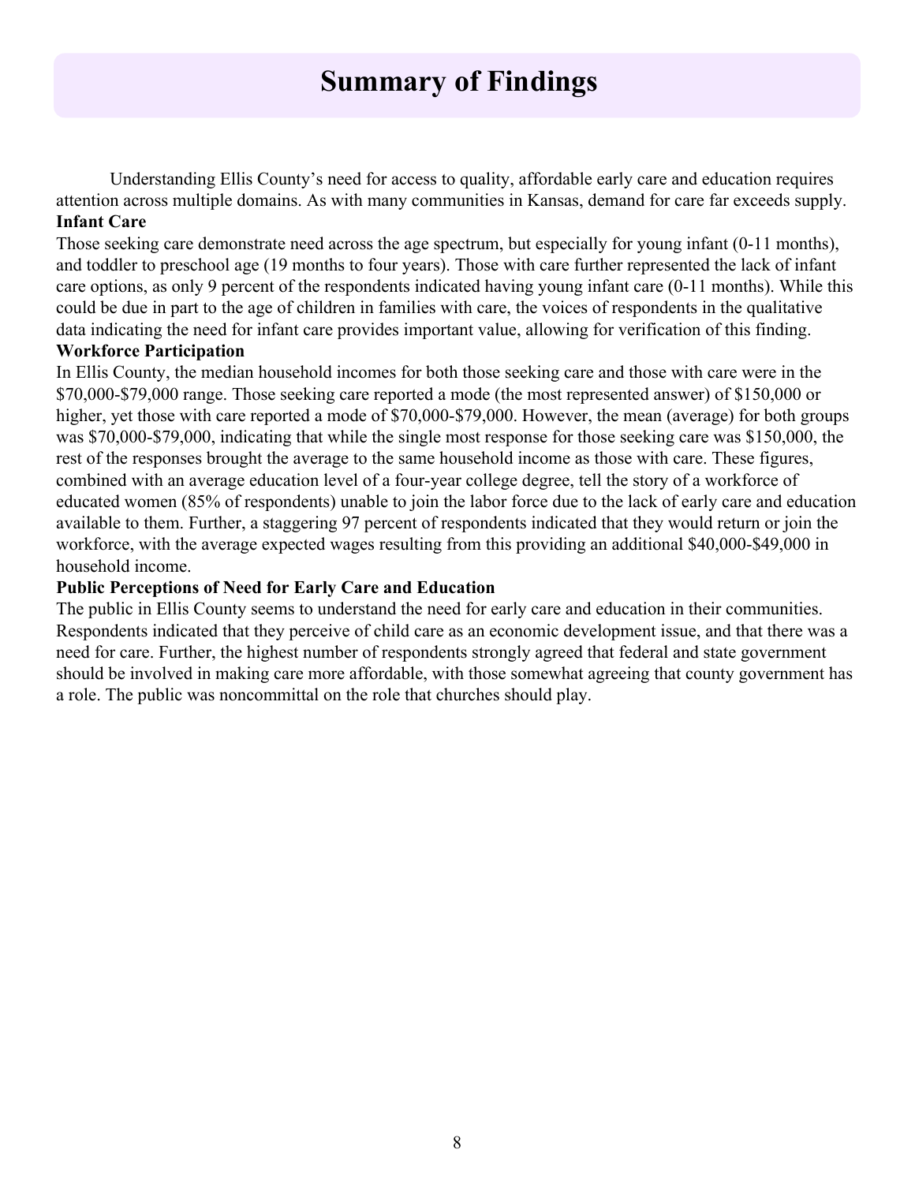# Summary of Findings

Understanding Ellis County's need for access to quality, affordable early care and education requires attention across multiple domains. As with many communities in Kansas, demand for care far exceeds supply.

**Infant Care**

Those seeking care demonstrate need across the age spectrum, but especially for young infant (0-11 months), and toddler to preschool age (19 months to four years). Those with care further represented the lack of infant care options, as only 9 percent of the respondents indicated having young infant care (0-11 months). While this could be due in part to the age of children in families with care, the voices of respondents in the qualitative data indicating the need for infant care provides important value, allowing for verification of this finding.

**Workforce Participation**

In Ellis County, the median household incomes for both those seeking care and those with care were in the $70,000-$79,000 range. Those seeking care reported a mode (the most represented answer) of $150,000 or higher, yet those with care reported a mode of $70,000-$79,000. However, the mean (average) for both groups was $70,000-$79,000, indicating that while the single most response for those seeking care was $150,000, the rest of the responses brought the average to the same household income as those with care. These figures, combined with an average education level of a four-year college degree, tell the story of a workforce of educated women (85% of respondents) unable to join the labor force due to the lack of early care and education available to them. Further, a staggering 97 percent of respondents indicated that they would return or join the workforce, with the average expected wages resulting from this providing an additional $40,000-$49,000 in household income.

**Public Perceptions of Need for Early Care and Education**

The public in Ellis County seems to understand the need for early care and education in their communities. Respondents indicated that they perceive of child care as an economic development issue, and that there was a need for care. Further, the highest number of respondents strongly agreed that federal and state government should be involved in making care more affordable, with those somewhat agreeing that county government has a role. The public was noncommittal on the role that churches should play.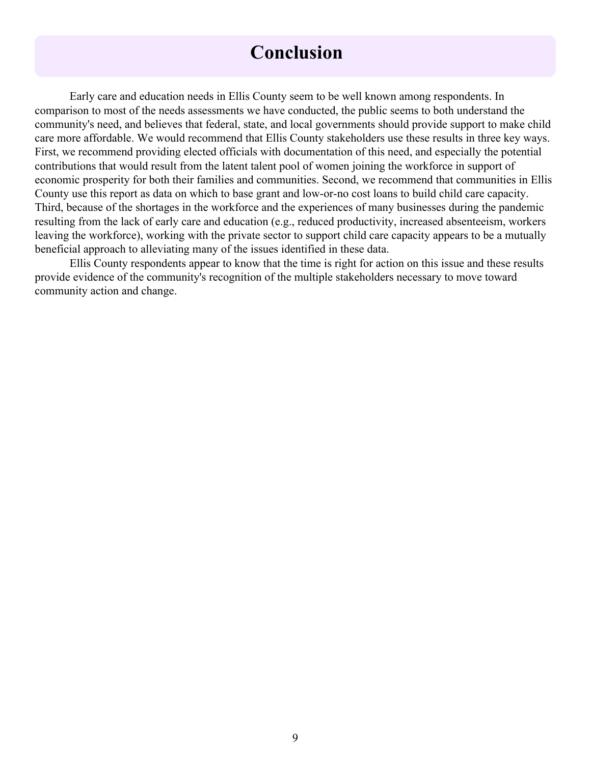# Conclusion

Early care and education needs in Ellis County seem to be well known among respondents. In comparison to most of the needs assessments we have conducted, the public seems to both understand the community's need, and believes that federal, state, and local governments should provide support to make child care more affordable. We would recommend that Ellis County stakeholders use these results in three key ways. First, we recommend providing elected officials with documentation of this need, and especially the potential contributions that would result from the latent talent pool of women joining the workforce in support of economic prosperity for both their families and communities. Second, we recommend that communities in Ellis County use this report as data on which to base grant and low-or-no cost loans to build child care capacity. Third, because of the shortages in the workforce and the experiences of many businesses during the pandemic resulting from the lack of early care and education (e.g., reduced productivity, increased absenteeism, workers leaving the workforce), working with the private sector to support child care capacity appears to be a mutually beneficial approach to alleviating many of the issues identified in these data.

Ellis County respondents appear to know that the time is right for action on this issue and these results provide evidence of the community's recognition of the multiple stakeholders necessary to move toward community action and change.